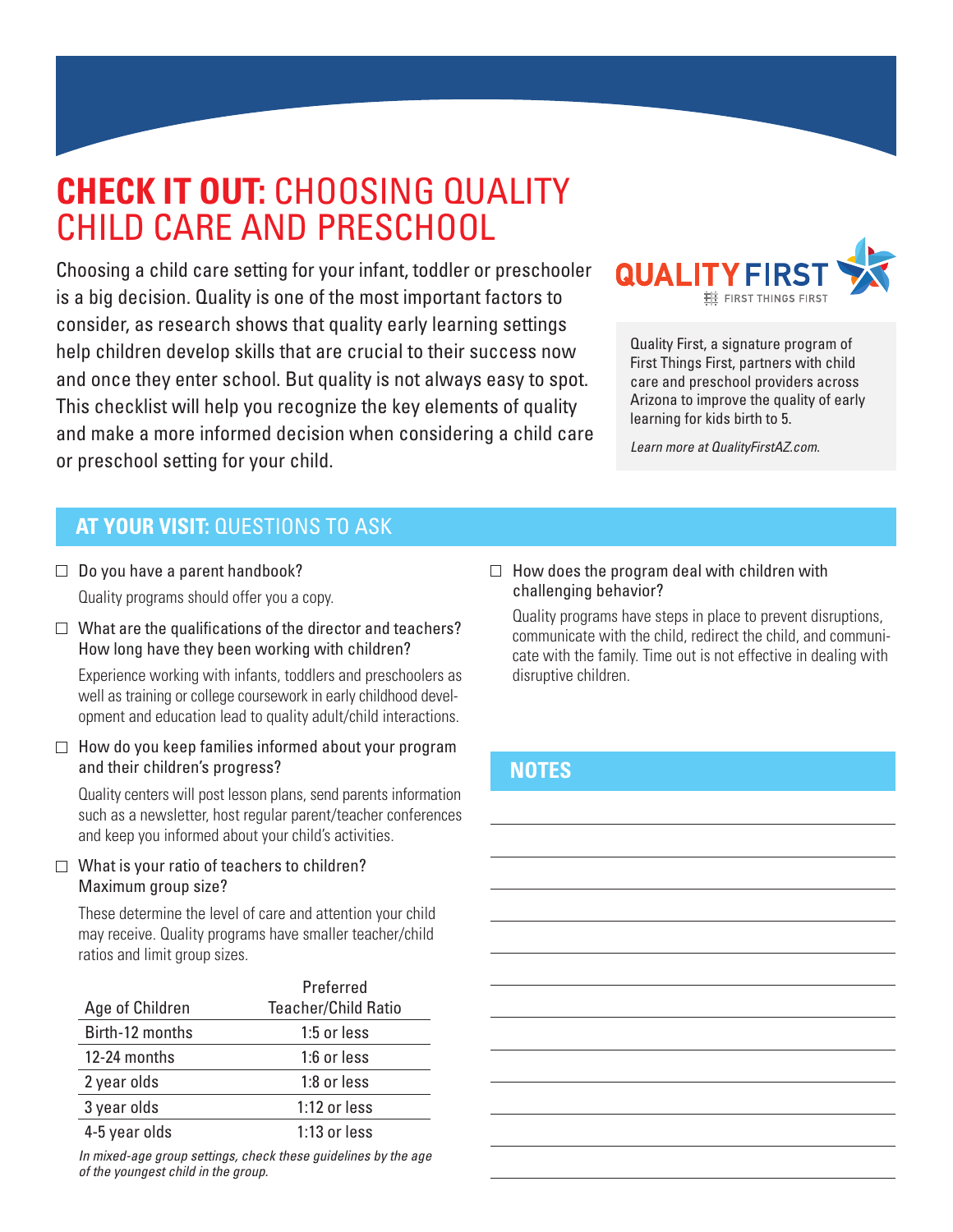# **CHECK IT OUT:** CHOOSING QUALITY CHILD CARE AND PRESCHOOL

Choosing a child care setting for your infant, toddler or preschooler is a big decision. Quality is one of the most important factors to consider, as research shows that quality early learning settings help children develop skills that are crucial to their success now and once they enter school. But quality is not always easy to spot. This checklist will help you recognize the key elements of quality and make a more informed decision when considering a child care or preschool setting for your child.

QUALITY FIRST
FIRST THINGS FIRST

Quality First, a signature program of First Things First, partners with child care and preschool providers across Arizona to improve the quality of early learning for kids birth to 5.

*Learn more at QualityFirstAZ.com.*

## **AT YOUR VISIT:** QUESTIONS TO ASK

- ☐ Do you have a parent handbook?

  Quality programs should offer you a copy.

- ☐ What are the qualifications of the director and teachers? How long have they been working with children?

  Experience working with infants, toddlers and preschoolers as well as training or college coursework in early childhood development and education lead to quality adult/child interactions.

- ☐ How do you keep families informed about your program and their children's progress?

  Quality centers will post lesson plans, send parents information such as a newsletter, host regular parent/teacher conferences and keep you informed about your child's activities.

- ☐ What is your ratio of teachers to children? Maximum group size?

  These determine the level of care and attention your child may receive. Quality programs have smaller teacher/child ratios and limit group sizes.

| Age of Children | Preferred Teacher/Child Ratio |
|---|---|
| Birth-12 months | 1:5 or less |
| 12-24 months | 1:6 or less |
| 2 year olds | 1:8 or less |
| 3 year olds | 1:12 or less |
| 4-5 year olds | 1:13 or less |

*In mixed-age group settings, check these guidelines by the age of the youngest child in the group.*

- ☐ How does the program deal with children with challenging behavior?

  Quality programs have steps in place to prevent disruptions, communicate with the child, redirect the child, and communicate with the family. Time out is not effective in dealing with disruptive children.

## **NOTES**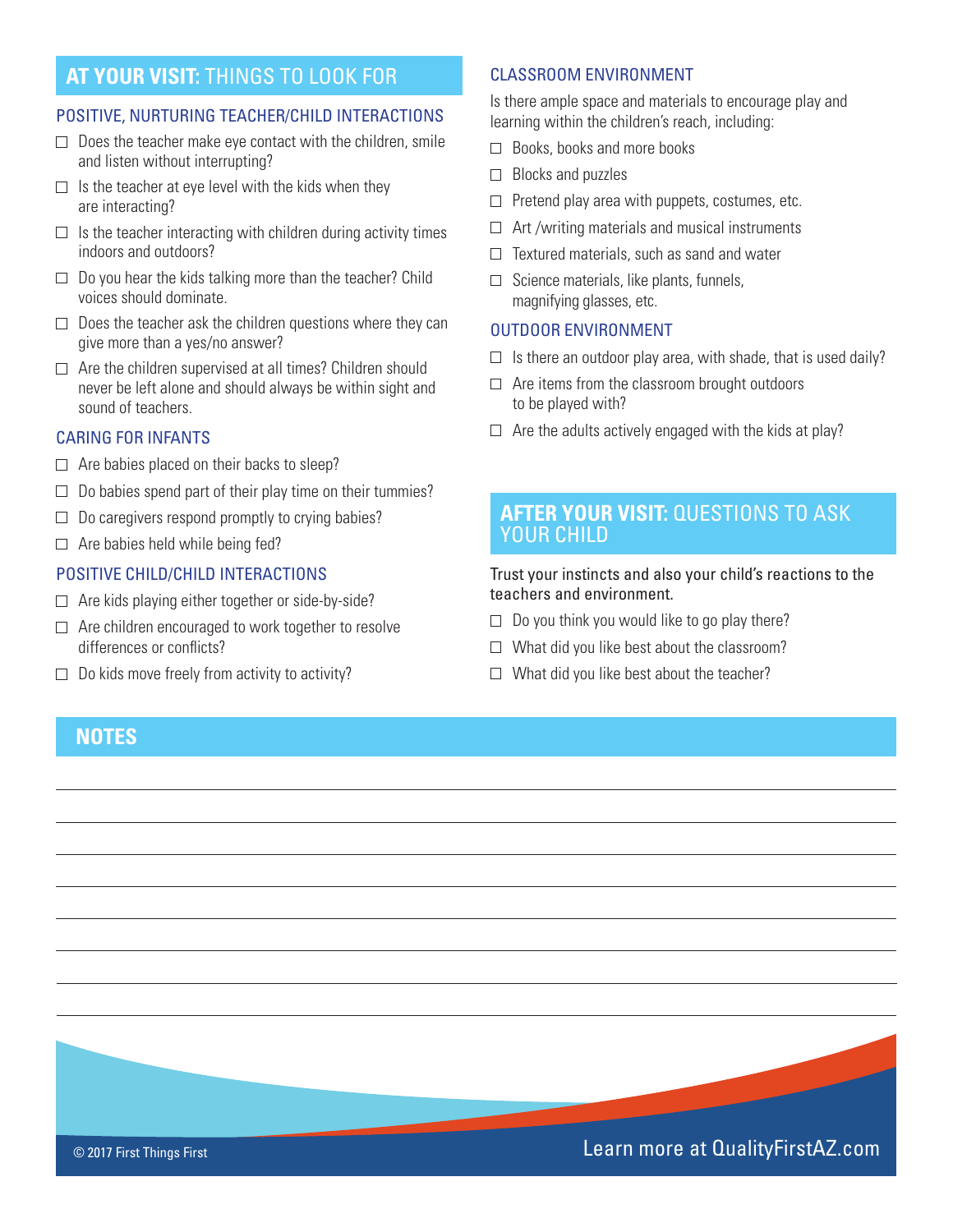## AT YOUR VISIT: THINGS TO LOOK FOR

### POSITIVE, NURTURING TEACHER/CHILD INTERACTIONS

- ☐ Does the teacher make eye contact with the children, smile and listen without interrupting?
- ☐ Is the teacher at eye level with the kids when they are interacting?
- ☐ Is the teacher interacting with children during activity times indoors and outdoors?
- ☐ Do you hear the kids talking more than the teacher? Child voices should dominate.
- ☐ Does the teacher ask the children questions where they can give more than a yes/no answer?
- ☐ Are the children supervised at all times? Children should never be left alone and should always be within sight and sound of teachers.

### CARING FOR INFANTS

- ☐ Are babies placed on their backs to sleep?
- ☐ Do babies spend part of their play time on their tummies?
- ☐ Do caregivers respond promptly to crying babies?
- ☐ Are babies held while being fed?

### POSITIVE CHILD/CHILD INTERACTIONS

- ☐ Are kids playing either together or side-by-side?
- ☐ Are children encouraged to work together to resolve differences or conflicts?
- ☐ Do kids move freely from activity to activity?

### CLASSROOM ENVIRONMENT

Is there ample space and materials to encourage play and learning within the children's reach, including:

- ☐ Books, books and more books
- ☐ Blocks and puzzles
- ☐ Pretend play area with puppets, costumes, etc.
- ☐ Art /writing materials and musical instruments
- ☐ Textured materials, such as sand and water
- ☐ Science materials, like plants, funnels, magnifying glasses, etc.

### OUTDOOR ENVIRONMENT

- ☐ Is there an outdoor play area, with shade, that is used daily?
- ☐ Are items from the classroom brought outdoors to be played with?
- ☐ Are the adults actively engaged with the kids at play?

## AFTER YOUR VISIT: QUESTIONS TO ASK YOUR CHILD

Trust your instincts and also your child's reactions to the teachers and environment.

- ☐ Do you think you would like to go play there?
- ☐ What did you like best about the classroom?
- ☐ What did you like best about the teacher?

## NOTES

© 2017 First Things First

Learn more at QualityFirstAZ.com